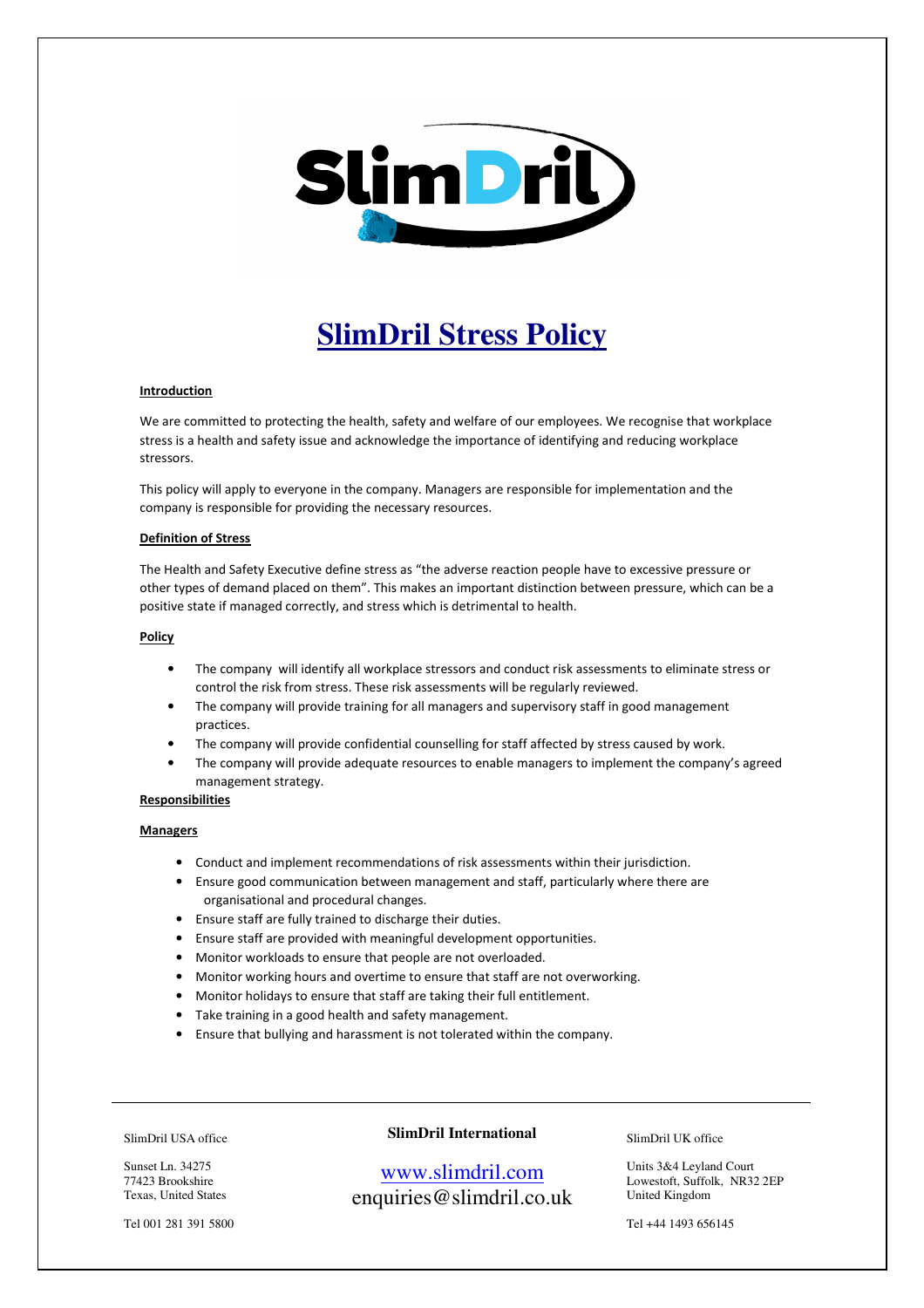# SlimDril Stress Policy

## Introduction

We are committed to protecting the health, safety and welfare of our employees. We recognise that workplace stress is a health and safety issue and acknowledge the importance of identifying and reducing workplace stressors.

This policy will apply to everyone in the company. Managers are responsible for implementation and the company is responsible for providing the necessary resources.

## Definition of Stress

The Health and Safety Executive define stress as "the adverse reaction people have to excessive pressure or other types of demand placed on them". This makes an important distinction between pressure, which can be a positive state if managed correctly, and stress which is detrimental to health.

## Policy

- The company will identify all workplace stressors and conduct risk assessments to eliminate stress or control the risk from stress. These risk assessments will be regularly reviewed.
- The company will provide training for all managers and supervisory staff in good management practices.
- The company will provide confidential counselling for staff affected by stress caused by work.
- The company will provide adequate resources to enable managers to implement the company's agreed management strategy.

## Responsibilities

### Managers

- Conduct and implement recommendations of risk assessments within their jurisdiction.
- Ensure good communication between management and staff, particularly where there are organisational and procedural changes.
- Ensure staff are fully trained to discharge their duties.
- Ensure staff are provided with meaningful development opportunities.
- Monitor workloads to ensure that people are not overloaded.
- Monitor working hours and overtime to ensure that staff are not overworking.
- Monitor holidays to ensure that staff are taking their full entitlement.
- Take training in a good health and safety management.
- Ensure that bullying and harassment is not tolerated within the company.

---

SlimDril USA office

Sunset Ln. 34275
77423 Brookshire
Texas, United States

Tel 001 281 391 5800

**SlimDril International**

www.slimdril.com
enquiries@slimdril.co.uk

SlimDril UK office

Units 3&4 Leyland Court
Lowestoft, Suffolk, NR32 2EP
United Kingdom

Tel +44 1493 656145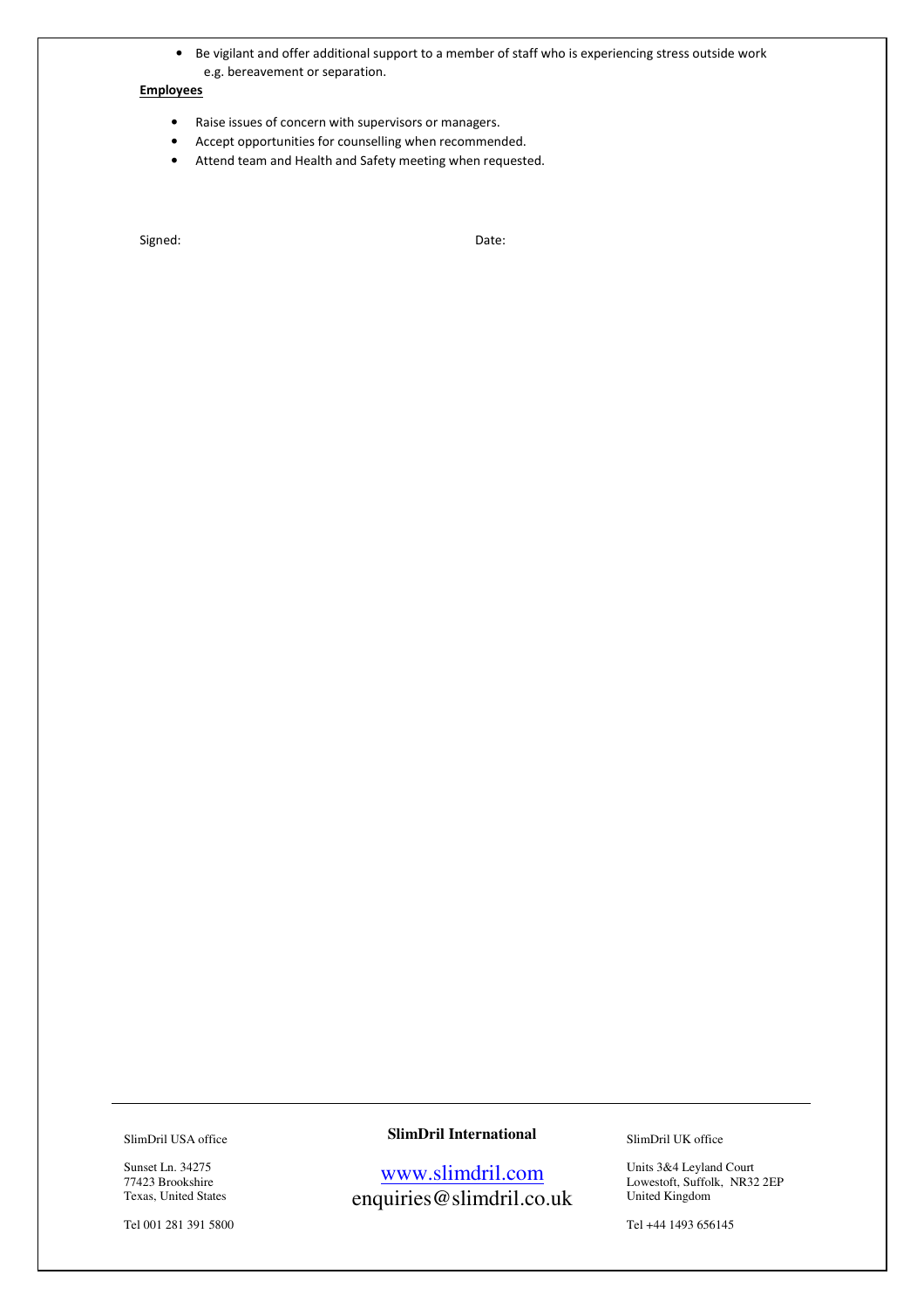- Be vigilant and offer additional support to a member of staff who is experiencing stress outside work e.g. bereavement or separation.

**Employees**

- Raise issues of concern with supervisors or managers.
- Accept opportunities for counselling when recommended.
- Attend team and Health and Safety meeting when requested.

Signed: Date:

SlimDril USA office

Sunset Ln. 34275
77423 Brookshire
Texas, United States

Tel 001 281 391 5800

**SlimDril International**

www.slimdril.com
enquiries@slimdril.co.uk

SlimDril UK office

Units 3&4 Leyland Court
Lowestoft, Suffolk, NR32 2EP
United Kingdom

Tel +44 1493 656145